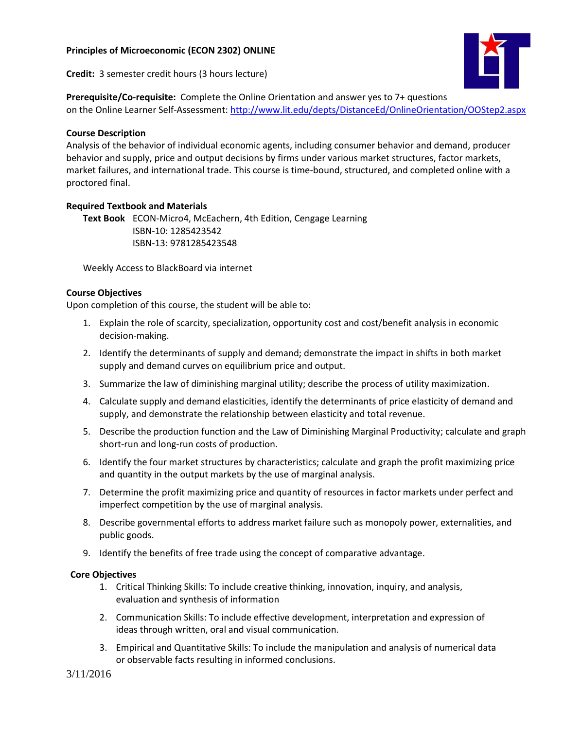# Principles of Microeconomic (ECON 2302) ONLINE

**Credit:** 3 semester credit hours (3 hours lecture)

**Prerequisite/Co-requisite:** Complete the Online Orientation and answer yes to 7+ questions on the Online Learner Self-Assessment: http://www.lit.edu/depts/DistanceEd/OnlineOrientation/OOStep2.aspx

## Course Description

Analysis of the behavior of individual economic agents, including consumer behavior and demand, producer behavior and supply, price and output decisions by firms under various market structures, factor markets, market failures, and international trade. This course is time-bound, structured, and completed online with a proctored final.

## Required Textbook and Materials

**Text Book** ECON-Micro4, McEachern, 4th Edition, Cengage Learning
ISBN-10: 1285423542
ISBN-13: 9781285423548

Weekly Access to BlackBoard via internet

## Course Objectives

Upon completion of this course, the student will be able to:

1. Explain the role of scarcity, specialization, opportunity cost and cost/benefit analysis in economic decision-making.
2. Identify the determinants of supply and demand; demonstrate the impact in shifts in both market supply and demand curves on equilibrium price and output.
3. Summarize the law of diminishing marginal utility; describe the process of utility maximization.
4. Calculate supply and demand elasticities, identify the determinants of price elasticity of demand and supply, and demonstrate the relationship between elasticity and total revenue.
5. Describe the production function and the Law of Diminishing Marginal Productivity; calculate and graph short-run and long-run costs of production.
6. Identify the four market structures by characteristics; calculate and graph the profit maximizing price and quantity in the output markets by the use of marginal analysis.
7. Determine the profit maximizing price and quantity of resources in factor markets under perfect and imperfect competition by the use of marginal analysis.
8. Describe governmental efforts to address market failure such as monopoly power, externalities, and public goods.
9. Identify the benefits of free trade using the concept of comparative advantage.

## Core Objectives

1. Critical Thinking Skills: To include creative thinking, innovation, inquiry, and analysis, evaluation and synthesis of information
2. Communication Skills: To include effective development, interpretation and expression of ideas through written, oral and visual communication.
3. Empirical and Quantitative Skills: To include the manipulation and analysis of numerical data or observable facts resulting in informed conclusions.

3/11/2016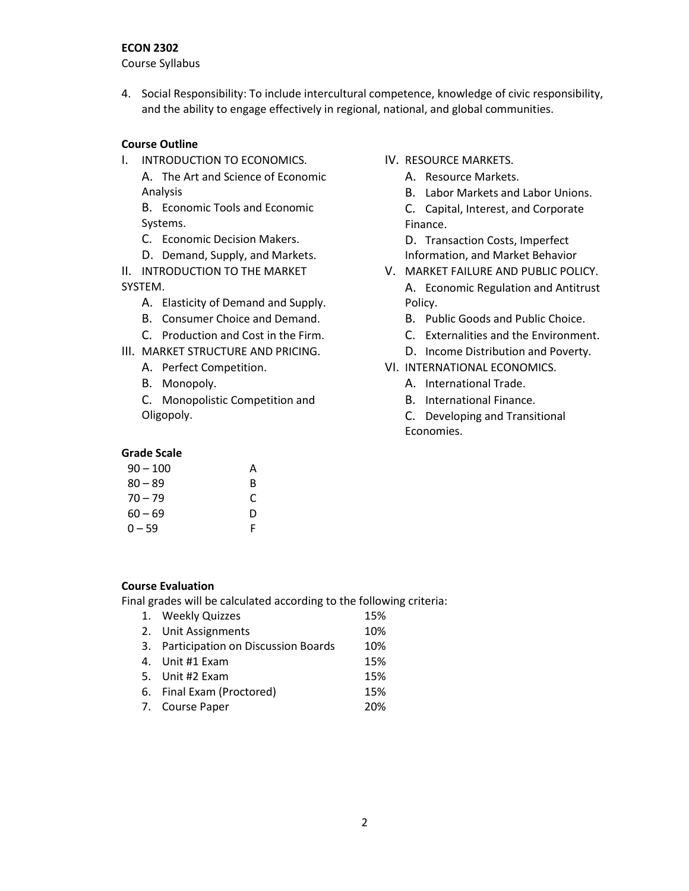4. Social Responsibility: To include intercultural competence, knowledge of civic responsibility, and the ability to engage effectively in regional, national, and global communities.

**Course Outline**

I. INTRODUCTION TO ECONOMICS.
   - A. The Art and Science of Economic Analysis
   - B. Economic Tools and Economic Systems.
   - C. Economic Decision Makers.
   - D. Demand, Supply, and Markets.

II. INTRODUCTION TO THE MARKET SYSTEM.
   - A. Elasticity of Demand and Supply.
   - B. Consumer Choice and Demand.
   - C. Production and Cost in the Firm.

III. MARKET STRUCTURE AND PRICING.
   - A. Perfect Competition.
   - B. Monopoly.
   - C. Monopolistic Competition and Oligopoly.

IV. RESOURCE MARKETS.
   - A. Resource Markets.
   - B. Labor Markets and Labor Unions.
   - C. Capital, Interest, and Corporate Finance.
   - D. Transaction Costs, Imperfect Information, and Market Behavior

V. MARKET FAILURE AND PUBLIC POLICY.
   - A. Economic Regulation and Antitrust Policy.
   - B. Public Goods and Public Choice.
   - C. Externalities and the Environment.
   - D. Income Distribution and Poverty.

VI. INTERNATIONAL ECONOMICS.
   - A. International Trade.
   - B. International Finance.
   - C. Developing and Transitional Economies.

**Grade Scale**

| | |
|---|---|
| 90 – 100 | A |
| 80 – 89 | B |
| 70 – 79 | C |
| 60 – 69 | D |
| 0 – 59 | F |

**Course Evaluation**

Final grades will be calculated according to the following criteria:

| | |
|---|---|
| 1. Weekly Quizzes | 15% |
| 2. Unit Assignments | 10% |
| 3. Participation on Discussion Boards | 10% |
| 4. Unit #1 Exam | 15% |
| 5. Unit #2 Exam | 15% |
| 6. Final Exam (Proctored) | 15% |
| 7. Course Paper | 20% |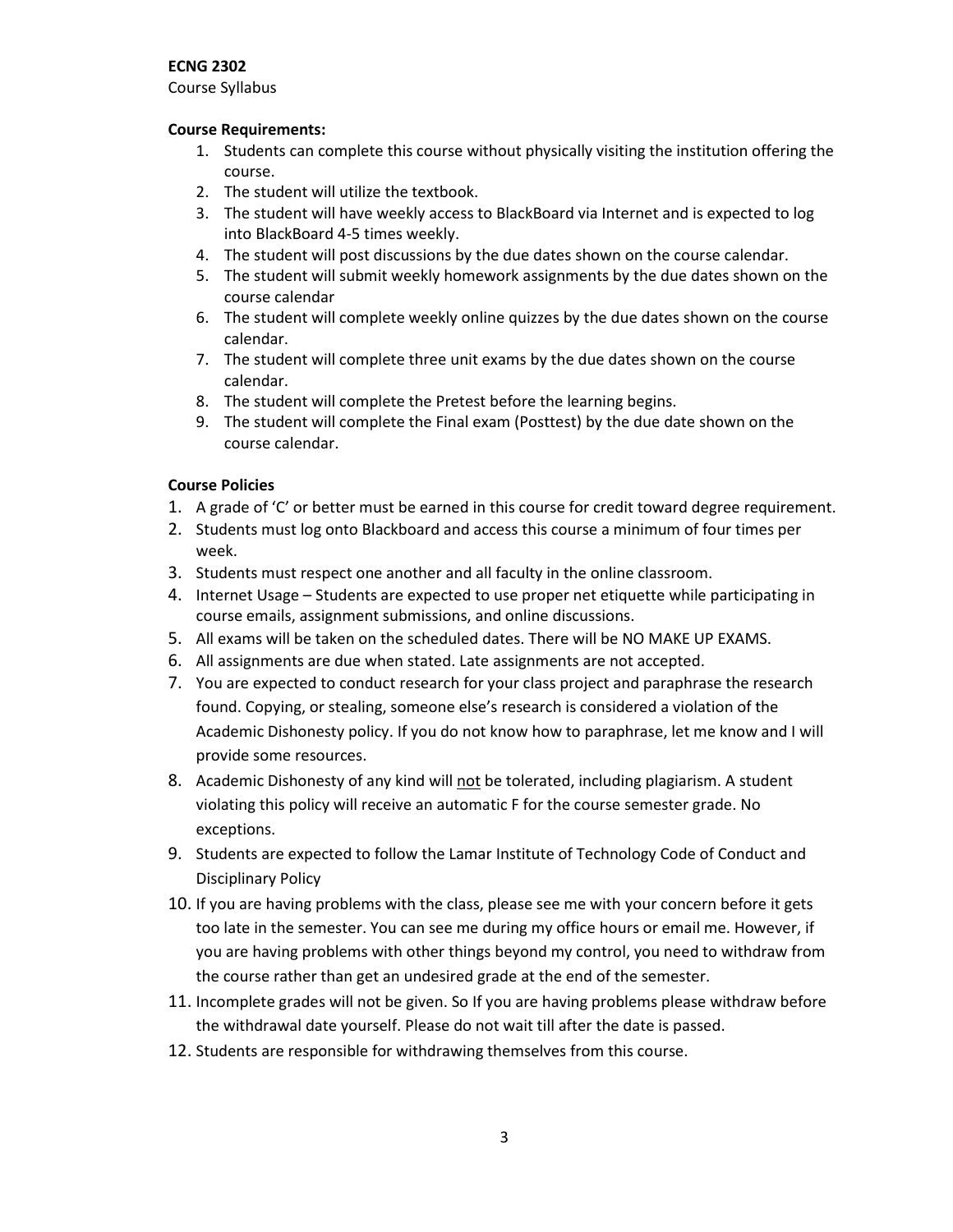**ECNG 2302**

Course Syllabus

**Course Requirements:**

1. Students can complete this course without physically visiting the institution offering the course.
2. The student will utilize the textbook.
3. The student will have weekly access to BlackBoard via Internet and is expected to log into BlackBoard 4-5 times weekly.
4. The student will post discussions by the due dates shown on the course calendar.
5. The student will submit weekly homework assignments by the due dates shown on the course calendar
6. The student will complete weekly online quizzes by the due dates shown on the course calendar.
7. The student will complete three unit exams by the due dates shown on the course calendar.
8. The student will complete the Pretest before the learning begins.
9. The student will complete the Final exam (Posttest) by the due date shown on the course calendar.

**Course Policies**

1. A grade of 'C' or better must be earned in this course for credit toward degree requirement.
2. Students must log onto Blackboard and access this course a minimum of four times per week.
3. Students must respect one another and all faculty in the online classroom.
4. Internet Usage – Students are expected to use proper net etiquette while participating in course emails, assignment submissions, and online discussions.
5. All exams will be taken on the scheduled dates. There will be NO MAKE UP EXAMS.
6. All assignments are due when stated. Late assignments are not accepted.
7. You are expected to conduct research for your class project and paraphrase the research found. Copying, or stealing, someone else's research is considered a violation of the Academic Dishonesty policy. If you do not know how to paraphrase, let me know and I will provide some resources.
8. Academic Dishonesty of any kind will <u>not</u> be tolerated, including plagiarism. A student violating this policy will receive an automatic F for the course semester grade. No exceptions.
9. Students are expected to follow the Lamar Institute of Technology Code of Conduct and Disciplinary Policy
10. If you are having problems with the class, please see me with your concern before it gets too late in the semester. You can see me during my office hours or email me. However, if you are having problems with other things beyond my control, you need to withdraw from the course rather than get an undesired grade at the end of the semester.
11. Incomplete grades will not be given. So If you are having problems please withdraw before the withdrawal date yourself. Please do not wait till after the date is passed.
12. Students are responsible for withdrawing themselves from this course.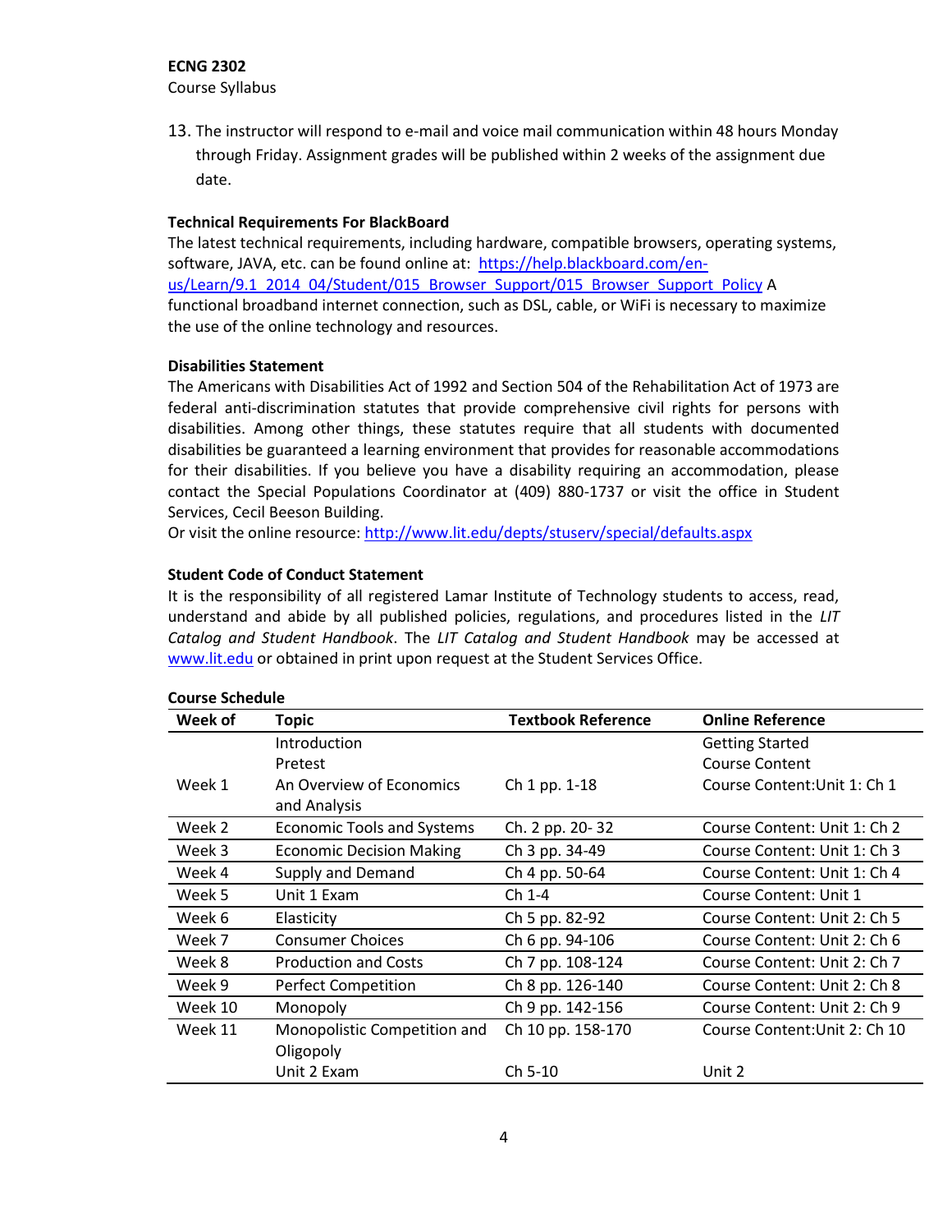13. The instructor will respond to e-mail and voice mail communication within 48 hours Monday through Friday. Assignment grades will be published within 2 weeks of the assignment due date.

**Technical Requirements For BlackBoard**

The latest technical requirements, including hardware, compatible browsers, operating systems, software, JAVA, etc. can be found online at: [https://help.blackboard.com/en-us/Learn/9.1_2014_04/Student/015_Browser_Support/015_Browser_Support_Policy](https://help.blackboard.com/en-us/Learn/9.1_2014_04/Student/015_Browser_Support/015_Browser_Support_Policy) A functional broadband internet connection, such as DSL, cable, or WiFi is necessary to maximize the use of the online technology and resources.

**Disabilities Statement**

The Americans with Disabilities Act of 1992 and Section 504 of the Rehabilitation Act of 1973 are federal anti-discrimination statutes that provide comprehensive civil rights for persons with disabilities. Among other things, these statutes require that all students with documented disabilities be guaranteed a learning environment that provides for reasonable accommodations for their disabilities. If you believe you have a disability requiring an accommodation, please contact the Special Populations Coordinator at (409) 880-1737 or visit the office in Student Services, Cecil Beeson Building.

Or visit the online resource: [http://www.lit.edu/depts/stuserv/special/defaults.aspx](http://www.lit.edu/depts/stuserv/special/defaults.aspx)

**Student Code of Conduct Statement**

It is the responsibility of all registered Lamar Institute of Technology students to access, read, understand and abide by all published policies, regulations, and procedures listed in the *LIT Catalog and Student Handbook*. The *LIT Catalog and Student Handbook* may be accessed at [www.lit.edu](http://www.lit.edu) or obtained in print upon request at the Student Services Office.

**Course Schedule**

| Week of | Topic | Textbook Reference | Online Reference |
|---|---|---|---|
| Week 1 | Introduction<br>Pretest<br>An Overview of Economics and Analysis | Ch 1 pp. 1-18 | Getting Started<br>Course Content<br>Course Content:Unit 1: Ch 1 |
| Week 2 | Economic Tools and Systems | Ch. 2 pp. 20- 32 | Course Content: Unit 1: Ch 2 |
| Week 3 | Economic Decision Making | Ch 3 pp. 34-49 | Course Content: Unit 1: Ch 3 |
| Week 4 | Supply and Demand | Ch 4 pp. 50-64 | Course Content: Unit 1: Ch 4 |
| Week 5 | Unit 1 Exam | Ch 1-4 | Course Content: Unit 1 |
| Week 6 | Elasticity | Ch 5 pp. 82-92 | Course Content: Unit 2: Ch 5 |
| Week 7 | Consumer Choices | Ch 6 pp. 94-106 | Course Content: Unit 2: Ch 6 |
| Week 8 | Production and Costs | Ch 7 pp. 108-124 | Course Content: Unit 2: Ch 7 |
| Week 9 | Perfect Competition | Ch 8 pp. 126-140 | Course Content: Unit 2: Ch 8 |
| Week 10 | Monopoly | Ch 9 pp. 142-156 | Course Content: Unit 2: Ch 9 |
| Week 11 | Monopolistic Competition and Oligopoly<br>Unit 2 Exam | Ch 10 pp. 158-170<br>Ch 5-10 | Course Content:Unit 2: Ch 10<br>Unit 2 |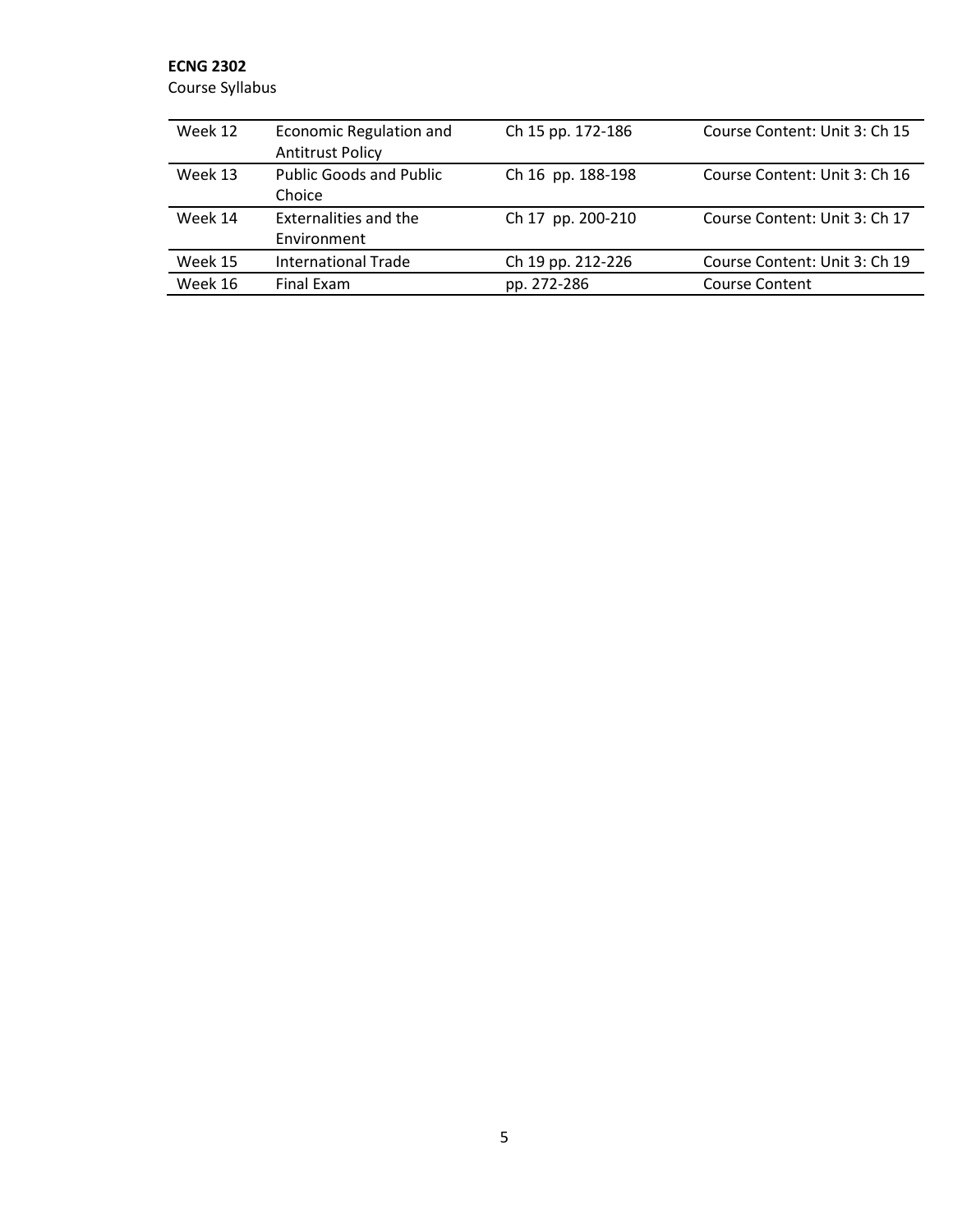| | | | |
|---|---|---|---|
| Week 12 | Economic Regulation and Antitrust Policy | Ch 15 pp. 172-186 | Course Content: Unit 3: Ch 15 |
| Week 13 | Public Goods and Public Choice | Ch 16 pp. 188-198 | Course Content: Unit 3: Ch 16 |
| Week 14 | Externalities and the Environment | Ch 17 pp. 200-210 | Course Content: Unit 3: Ch 17 |
| Week 15 | International Trade | Ch 19 pp. 212-226 | Course Content: Unit 3: Ch 19 |
| Week 16 | Final Exam | pp. 272-286 | Course Content |